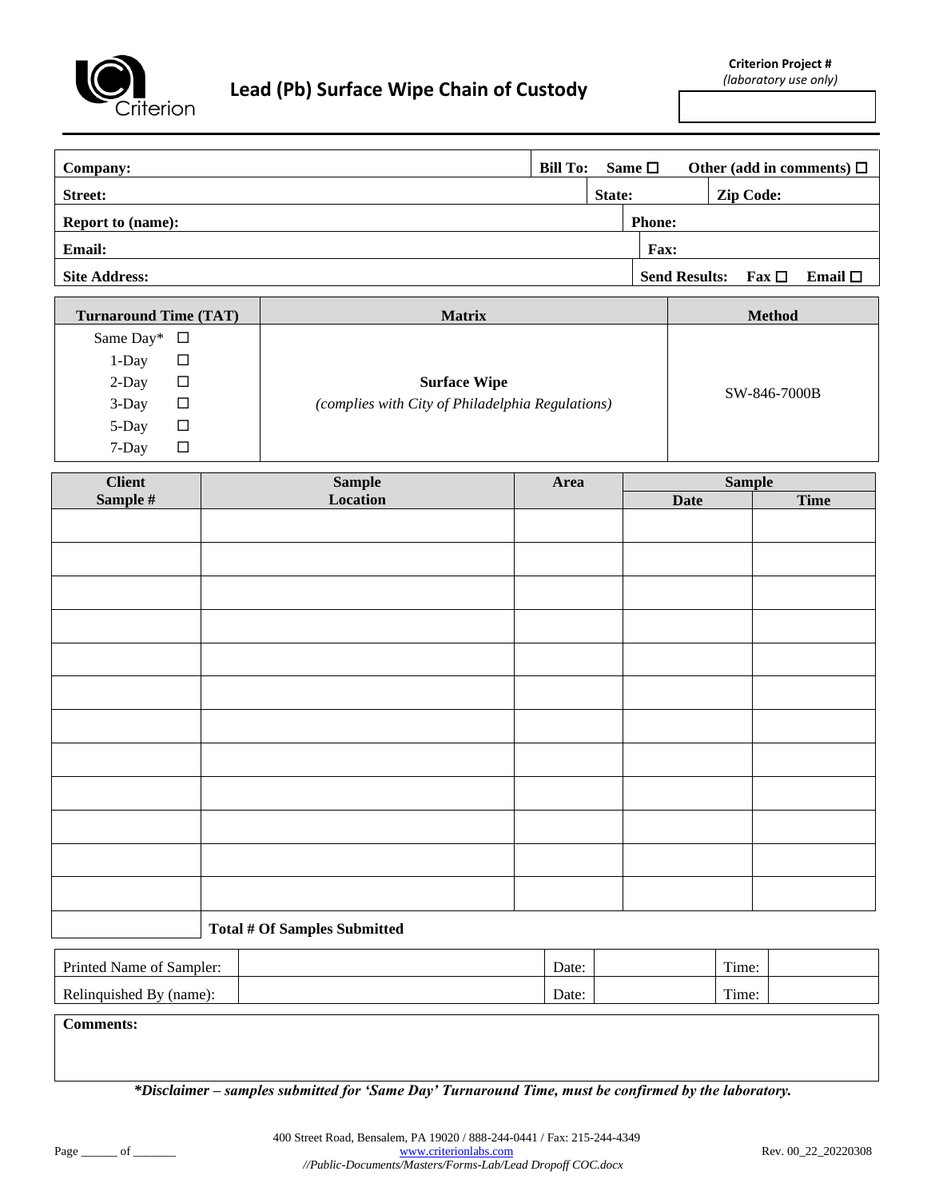# Lead (Pb) Surface Wipe Chain of Custody

**Criterion Project #**
*(laboratory use only)*

| | | | |
|---|---|---|---|
| **Company:** | | **Bill To:** Same ☐ Other (add in comments) ☐ | |
| **Street:** | **State:** | **Zip Code:** | |
| **Report to (name):** | | **Phone:** | |
| **Email:** | | **Fax:** | |
| **Site Address:** | | **Send Results:** Fax ☐ Email ☐ | |

| Turnaround Time (TAT) | Matrix | Method |
|---|---|---|
| Same Day* ☐<br>1-Day ☐<br>2-Day ☐<br>3-Day ☐<br>5-Day ☐<br>7-Day ☐ | **Surface Wipe**<br>*(complies with City of Philadelphia Regulations)* | SW-846-7000B |

| Client Sample # | Sample Location | Area | Sample | |
|---|---|---|---|---|
| | | | Date | Time |
| | | | | |
| | | | | |
| | | | | |
| | | | | |
| | | | | |
| | | | | |
| | | | | |
| | | | | |
| | | | | |
| | | | | |
| | | | | |
| | | | | |
| | **Total # Of Samples Submitted** | | | |

| | | | | | |
|---|---|---|---|---|---|
| Printed Name of Sampler: | | Date: | | Time: | |
| Relinquished By (name): | | Date: | | Time: | |

**Comments:**

***Disclaimer – samples submitted for 'Same Day' Turnaround Time, must be confirmed by the laboratory.***

400 Street Road, Bensalem, PA 19020 / 888-244-0441 / Fax: 215-244-4349
www.criterionlabs.com
*//Public-Documents/Masters/Forms-Lab/Lead Dropoff COC.docx*

Rev. 00_22_20220308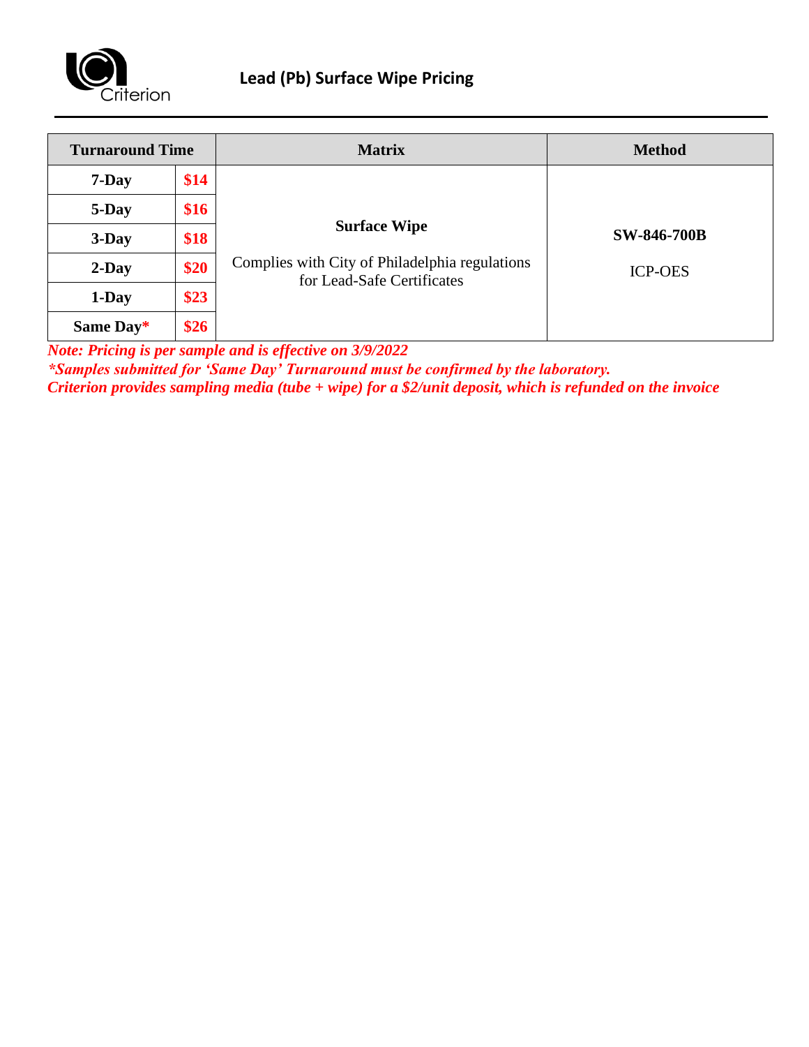Criterion

# Lead (Pb) Surface Wipe Pricing

| Turnaround Time | | Matrix | Method |
|---|---|---|---|
| **7-Day** | **$14** | **Surface Wipe**<br><br>Complies with City of Philadelphia regulations for Lead-Safe Certificates | **SW-846-700B**<br><br>ICP-OES |
| **5-Day** | **$16** | | |
| **3-Day** | **$18** | | |
| **2-Day** | **$20** | | |
| **1-Day** | **$23** | | |
| **Same Day*** | **$26** | | |

***Note: Pricing is per sample and is effective on 3/9/2022***

****Samples submitted for 'Same Day' Turnaround must be confirmed by the laboratory.***

***Criterion provides sampling media (tube + wipe) for a $2/unit deposit, which is refunded on the invoice***